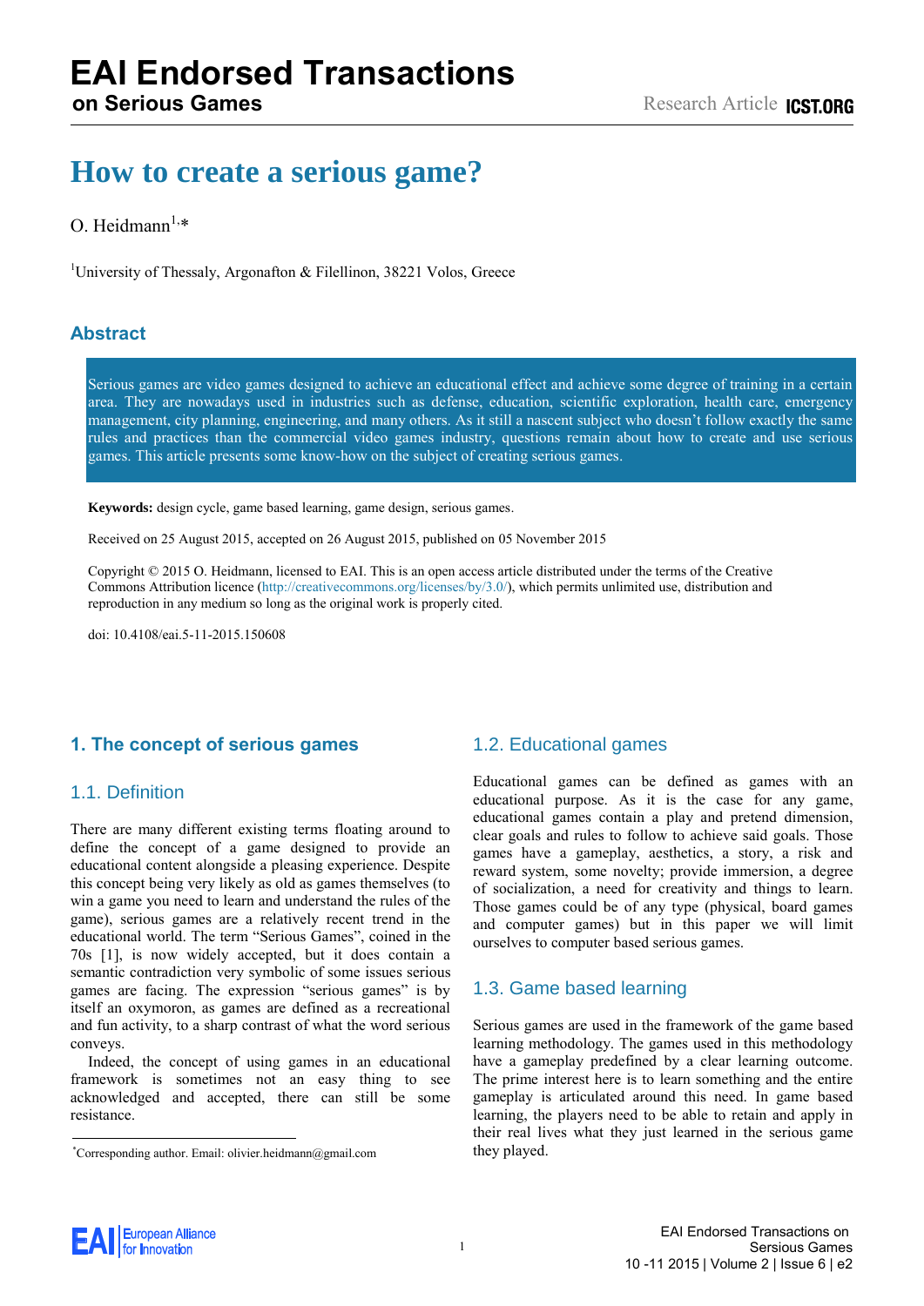# How to create a serious game?

O. Heidmann[1,*]

[1]University of Thessaly, Argonafton & Filellinon, 38221 Volos, Greece

## Abstract

Serious games are video games designed to achieve an educational effect and achieve some degree of training in a certain area. They are nowadays used in industries such as defense, education, scientific exploration, health care, emergency management, city planning, engineering, and many others. As it still a nascent subject who doesn't follow exactly the same rules and practices than the commercial video games industry, questions remain about how to create and use serious games. This article presents some know-how on the subject of creating serious games.

**Keywords:** design cycle, game based learning, game design, serious games.

Received on 25 August 2015, accepted on 26 August 2015, published on 05 November 2015

Copyright © 2015 O. Heidmann, licensed to EAI. This is an open access article distributed under the terms of the Creative Commons Attribution licence (http://creativecommons.org/licenses/by/3.0/), which permits unlimited use, distribution and reproduction in any medium so long as the original work is properly cited.

doi: 10.4108/eai.5-11-2015.150608

## 1. The concept of serious games

### 1.1. Definition

There are many different existing terms floating around to define the concept of a game designed to provide an educational content alongside a pleasing experience. Despite this concept being very likely as old as games themselves (to win a game you need to learn and understand the rules of the game), serious games are a relatively recent trend in the educational world. The term "Serious Games", coined in the 70s [1], is now widely accepted, but it does contain a semantic contradiction very symbolic of some issues serious games are facing. The expression "serious games" is by itself an oxymoron, as games are defined as a recreational and fun activity, to a sharp contrast of what the word serious conveys.

Indeed, the concept of using games in an educational framework is sometimes not an easy thing to see acknowledged and accepted, there can still be some resistance.

### 1.2. Educational games

Educational games can be defined as games with an educational purpose. As it is the case for any game, educational games contain a play and pretend dimension, clear goals and rules to follow to achieve said goals. Those games have a gameplay, aesthetics, a story, a risk and reward system, some novelty; provide immersion, a degree of socialization, a need for creativity and things to learn. Those games could be of any type (physical, board games and computer games) but in this paper we will limit ourselves to computer based serious games.

### 1.3. Game based learning

Serious games are used in the framework of the game based learning methodology. The games used in this methodology have a gameplay predefined by a clear learning outcome. The prime interest here is to learn something and the entire gameplay is articulated around this need. In game based learning, the players need to be able to retain and apply in their real lives what they just learned in the serious game they played.

[*]Corresponding author. Email: olivier.heidmann@gmail.com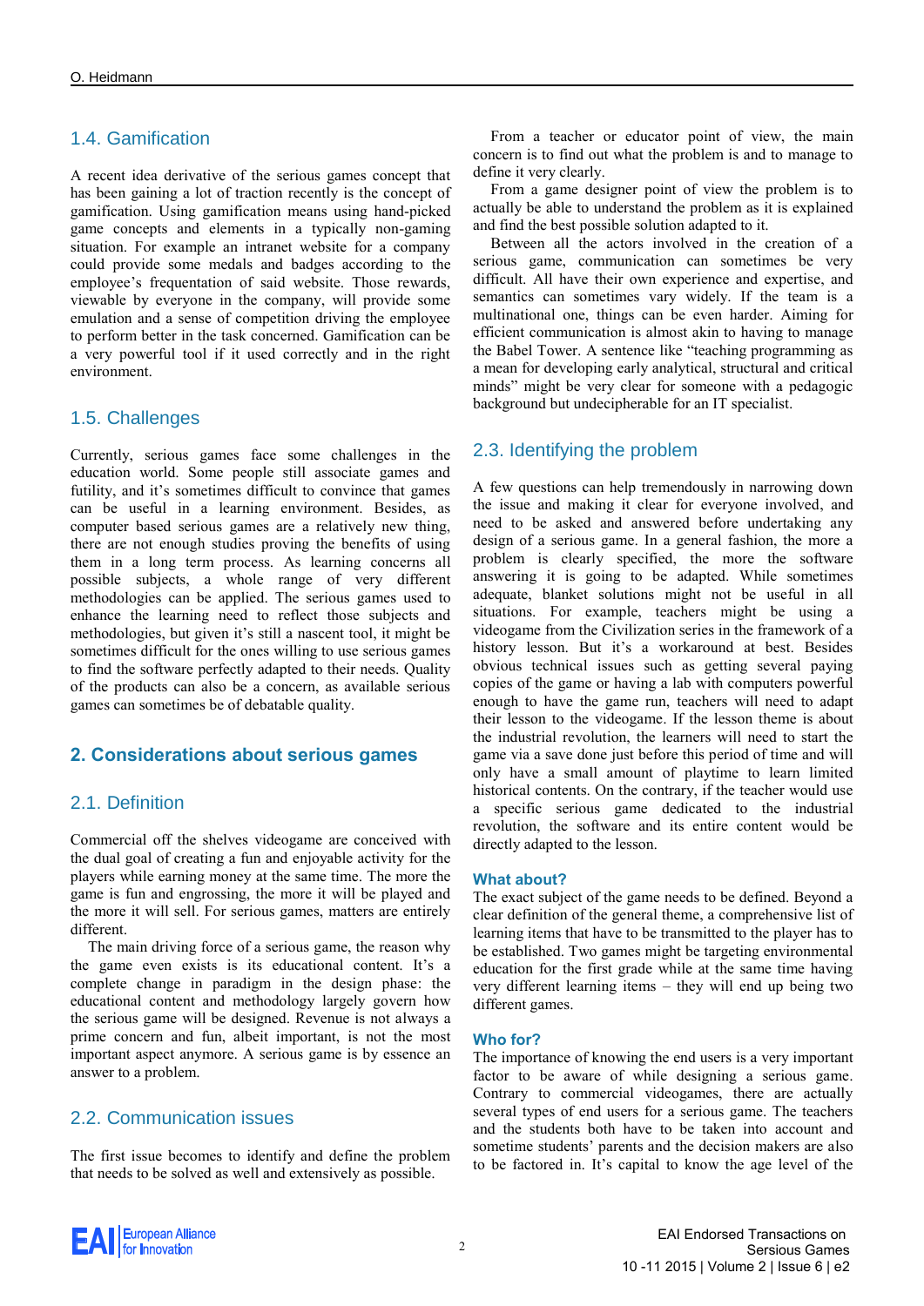## 1.4. Gamification

A recent idea derivative of the serious games concept that has been gaining a lot of traction recently is the concept of gamification. Using gamification means using hand-picked game concepts and elements in a typically non-gaming situation. For example an intranet website for a company could provide some medals and badges according to the employee's frequentation of said website. Those rewards, viewable by everyone in the company, will provide some emulation and a sense of competition driving the employee to perform better in the task concerned. Gamification can be a very powerful tool if it used correctly and in the right environment.

## 1.5. Challenges

Currently, serious games face some challenges in the education world. Some people still associate games and futility, and it's sometimes difficult to convince that games can be useful in a learning environment. Besides, as computer based serious games are a relatively new thing, there are not enough studies proving the benefits of using them in a long term process. As learning concerns all possible subjects, a whole range of very different methodologies can be applied. The serious games used to enhance the learning need to reflect those subjects and methodologies, but given it's still a nascent tool, it might be sometimes difficult for the ones willing to use serious games to find the software perfectly adapted to their needs. Quality of the products can also be a concern, as available serious games can sometimes be of debatable quality.

# 2. Considerations about serious games

## 2.1. Definition

Commercial off the shelves videogame are conceived with the dual goal of creating a fun and enjoyable activity for the players while earning money at the same time. The more the game is fun and engrossing, the more it will be played and the more it will sell. For serious games, matters are entirely different.

The main driving force of a serious game, the reason why the game even exists is its educational content. It's a complete change in paradigm in the design phase: the educational content and methodology largely govern how the serious game will be designed. Revenue is not always a prime concern and fun, albeit important, is not the most important aspect anymore. A serious game is by essence an answer to a problem.

## 2.2. Communication issues

The first issue becomes to identify and define the problem that needs to be solved as well and extensively as possible.

From a teacher or educator point of view, the main concern is to find out what the problem is and to manage to define it very clearly.

From a game designer point of view the problem is to actually be able to understand the problem as it is explained and find the best possible solution adapted to it.

Between all the actors involved in the creation of a serious game, communication can sometimes be very difficult. All have their own experience and expertise, and semantics can sometimes vary widely. If the team is a multinational one, things can be even harder. Aiming for efficient communication is almost akin to having to manage the Babel Tower. A sentence like "teaching programming as a mean for developing early analytical, structural and critical minds" might be very clear for someone with a pedagogic background but undecipherable for an IT specialist.

## 2.3. Identifying the problem

A few questions can help tremendously in narrowing down the issue and making it clear for everyone involved, and need to be asked and answered before undertaking any design of a serious game. In a general fashion, the more a problem is clearly specified, the more the software answering it is going to be adapted. While sometimes adequate, blanket solutions might not be useful in all situations. For example, teachers might be using a videogame from the Civilization series in the framework of a history lesson. But it's a workaround at best. Besides obvious technical issues such as getting several paying copies of the game or having a lab with computers powerful enough to have the game run, teachers will need to adapt their lesson to the videogame. If the lesson theme is about the industrial revolution, the learners will need to start the game via a save done just before this period of time and will only have a small amount of playtime to learn limited historical contents. On the contrary, if the teacher would use a specific serious game dedicated to the industrial revolution, the software and its entire content would be directly adapted to the lesson.

### What about?

The exact subject of the game needs to be defined. Beyond a clear definition of the general theme, a comprehensive list of learning items that have to be transmitted to the player has to be established. Two games might be targeting environmental education for the first grade while at the same time having very different learning items – they will end up being two different games.

### Who for?

The importance of knowing the end users is a very important factor to be aware of while designing a serious game. Contrary to commercial videogames, there are actually several types of end users for a serious game. The teachers and the students both have to be taken into account and sometime students' parents and the decision makers are also to be factored in. It's capital to know the age level of the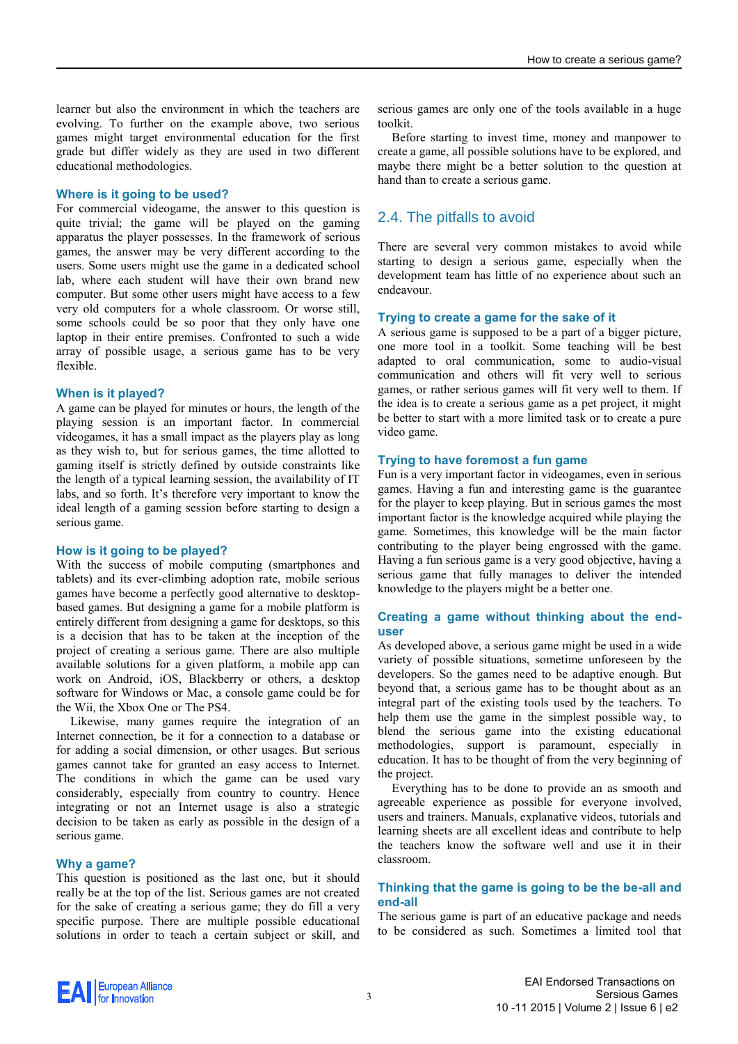learner but also the environment in which the teachers are evolving. To further on the example above, two serious games might target environmental education for the first grade but differ widely as they are used in two different educational methodologies.

### Where is it going to be used?

For commercial videogame, the answer to this question is quite trivial; the game will be played on the gaming apparatus the player possesses. In the framework of serious games, the answer may be very different according to the users. Some users might use the game in a dedicated school lab, where each student will have their own brand new computer. But some other users might have access to a few very old computers for a whole classroom. Or worse still, some schools could be so poor that they only have one laptop in their entire premises. Confronted to such a wide array of possible usage, a serious game has to be very flexible.

### When is it played?

A game can be played for minutes or hours, the length of the playing session is an important factor. In commercial videogames, it has a small impact as the players play as long as they wish to, but for serious games, the time allotted to gaming itself is strictly defined by outside constraints like the length of a typical learning session, the availability of IT labs, and so forth. It's therefore very important to know the ideal length of a gaming session before starting to design a serious game.

### How is it going to be played?

With the success of mobile computing (smartphones and tablets) and its ever-climbing adoption rate, mobile serious games have become a perfectly good alternative to desktop-based games. But designing a game for a mobile platform is entirely different from designing a game for desktops, so this is a decision that has to be taken at the inception of the project of creating a serious game. There are also multiple available solutions for a given platform, a mobile app can work on Android, iOS, Blackberry or others, a desktop software for Windows or Mac, a console game could be for the Wii, the Xbox One or The PS4.

Likewise, many games require the integration of an Internet connection, be it for a connection to a database or for adding a social dimension, or other usages. But serious games cannot take for granted an easy access to Internet. The conditions in which the game can be used vary considerably, especially from country to country. Hence integrating or not an Internet usage is also a strategic decision to be taken as early as possible in the design of a serious game.

### Why a game?

This question is positioned as the last one, but it should really be at the top of the list. Serious games are not created for the sake of creating a serious game; they do fill a very specific purpose. There are multiple possible educational solutions in order to teach a certain subject or skill, and serious games are only one of the tools available in a huge toolkit.

Before starting to invest time, money and manpower to create a game, all possible solutions have to be explored, and maybe there might be a better solution to the question at hand than to create a serious game.

## 2.4. The pitfalls to avoid

There are several very common mistakes to avoid while starting to design a serious game, especially when the development team has little of no experience about such an endeavour.

### Trying to create a game for the sake of it

A serious game is supposed to be a part of a bigger picture, one more tool in a toolkit. Some teaching will be best adapted to oral communication, some to audio-visual communication and others will fit very well to serious games, or rather serious games will fit very well to them. If the idea is to create a serious game as a pet project, it might be better to start with a more limited task or to create a pure video game.

### Trying to have foremost a fun game

Fun is a very important factor in videogames, even in serious games. Having a fun and interesting game is the guarantee for the player to keep playing. But in serious games the most important factor is the knowledge acquired while playing the game. Sometimes, this knowledge will be the main factor contributing to the player being engrossed with the game. Having a fun serious game is a very good objective, having a serious game that fully manages to deliver the intended knowledge to the players might be a better one.

### Creating a game without thinking about the end-user

As developed above, a serious game might be used in a wide variety of possible situations, sometime unforeseen by the developers. So the games need to be adaptive enough. But beyond that, a serious game has to be thought about as an integral part of the existing tools used by the teachers. To help them use the game in the simplest possible way, to blend the serious game into the existing educational methodologies, support is paramount, especially in education. It has to be thought of from the very beginning of the project.

Everything has to be done to provide an as smooth and agreeable experience as possible for everyone involved, users and trainers. Manuals, explanative videos, tutorials and learning sheets are all excellent ideas and contribute to help the teachers know the software well and use it in their classroom.

### Thinking that the game is going to be the be-all and end-all

The serious game is part of an educative package and needs to be considered as such. Sometimes a limited tool that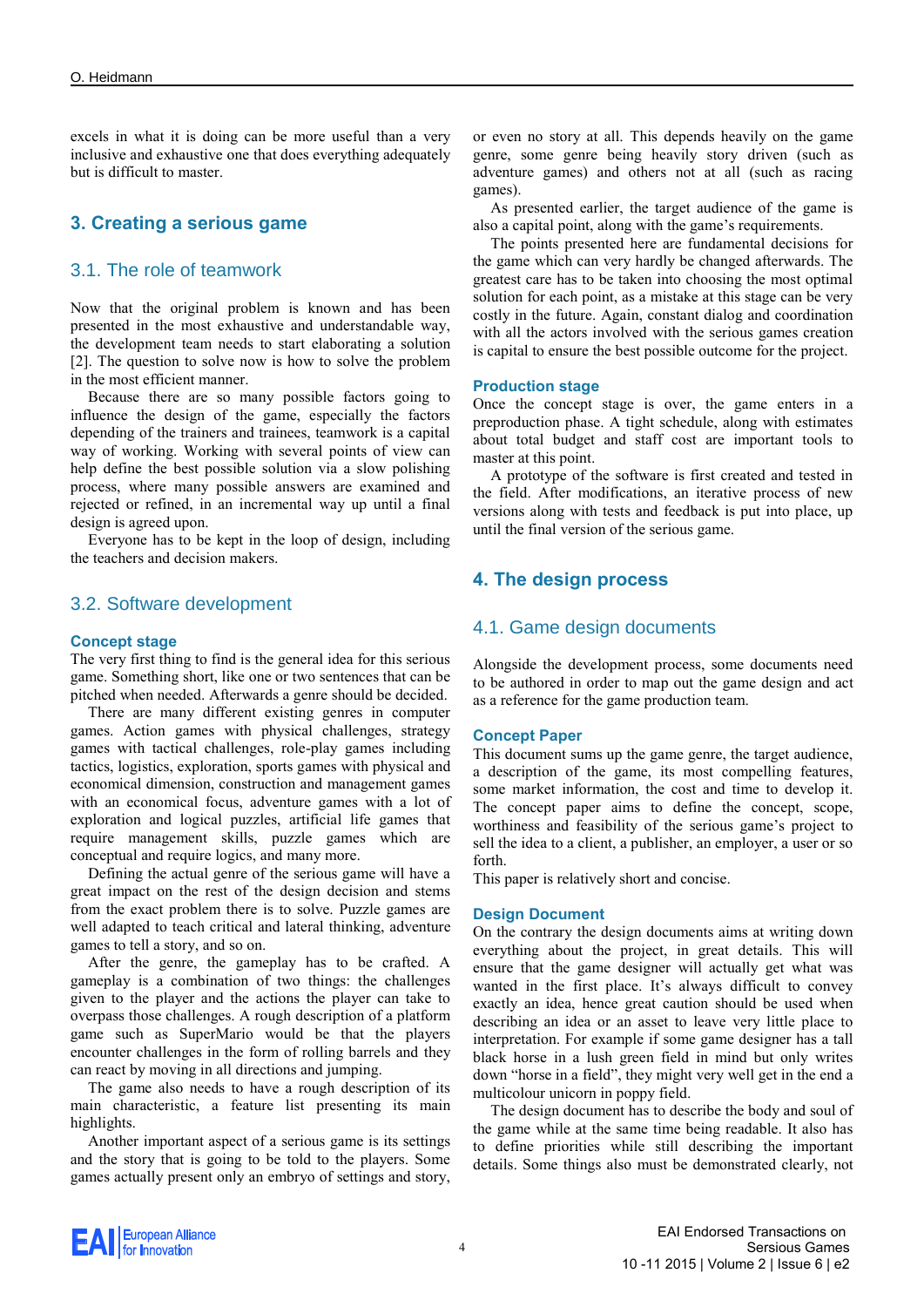excels in what it is doing can be more useful than a very inclusive and exhaustive one that does everything adequately but is difficult to master.

# 3. Creating a serious game

## 3.1. The role of teamwork

Now that the original problem is known and has been presented in the most exhaustive and understandable way, the development team needs to start elaborating a solution [2]. The question to solve now is how to solve the problem in the most efficient manner.

Because there are so many possible factors going to influence the design of the game, especially the factors depending of the trainers and trainees, teamwork is a capital way of working. Working with several points of view can help define the best possible solution via a slow polishing process, where many possible answers are examined and rejected or refined, in an incremental way up until a final design is agreed upon.

Everyone has to be kept in the loop of design, including the teachers and decision makers.

## 3.2. Software development

### Concept stage

The very first thing to find is the general idea for this serious game. Something short, like one or two sentences that can be pitched when needed. Afterwards a genre should be decided.

There are many different existing genres in computer games. Action games with physical challenges, strategy games with tactical challenges, role-play games including tactics, logistics, exploration, sports games with physical and economical dimension, construction and management games with an economical focus, adventure games with a lot of exploration and logical puzzles, artificial life games that require management skills, puzzle games which are conceptual and require logics, and many more.

Defining the actual genre of the serious game will have a great impact on the rest of the design decision and stems from the exact problem there is to solve. Puzzle games are well adapted to teach critical and lateral thinking, adventure games to tell a story, and so on.

After the genre, the gameplay has to be crafted. A gameplay is a combination of two things: the challenges given to the player and the actions the player can take to overpass those challenges. A rough description of a platform game such as SuperMario would be that the players encounter challenges in the form of rolling barrels and they can react by moving in all directions and jumping.

The game also needs to have a rough description of its main characteristic, a feature list presenting its main highlights.

Another important aspect of a serious game is its settings and the story that is going to be told to the players. Some games actually present only an embryo of settings and story, or even no story at all. This depends heavily on the game genre, some genre being heavily story driven (such as adventure games) and others not at all (such as racing games).

As presented earlier, the target audience of the game is also a capital point, along with the game's requirements.

The points presented here are fundamental decisions for the game which can very hardly be changed afterwards. The greatest care has to be taken into choosing the most optimal solution for each point, as a mistake at this stage can be very costly in the future. Again, constant dialog and coordination with all the actors involved with the serious games creation is capital to ensure the best possible outcome for the project.

### Production stage

Once the concept stage is over, the game enters in a preproduction phase. A tight schedule, along with estimates about total budget and staff cost are important tools to master at this point.

A prototype of the software is first created and tested in the field. After modifications, an iterative process of new versions along with tests and feedback is put into place, up until the final version of the serious game.

# 4. The design process

## 4.1. Game design documents

Alongside the development process, some documents need to be authored in order to map out the game design and act as a reference for the game production team.

### Concept Paper

This document sums up the game genre, the target audience, a description of the game, its most compelling features, some market information, the cost and time to develop it. The concept paper aims to define the concept, scope, worthiness and feasibility of the serious game's project to sell the idea to a client, a publisher, an employer, a user or so forth.

This paper is relatively short and concise.

### Design Document

On the contrary the design documents aims at writing down everything about the project, in great details. This will ensure that the game designer will actually get what was wanted in the first place. It's always difficult to convey exactly an idea, hence great caution should be used when describing an idea or an asset to leave very little place to interpretation. For example if some game designer has a tall black horse in a lush green field in mind but only writes down "horse in a field", they might very well get in the end a multicolour unicorn in poppy field.

The design document has to describe the body and soul of the game while at the same time being readable. It also has to define priorities while still describing the important details. Some things also must be demonstrated clearly, not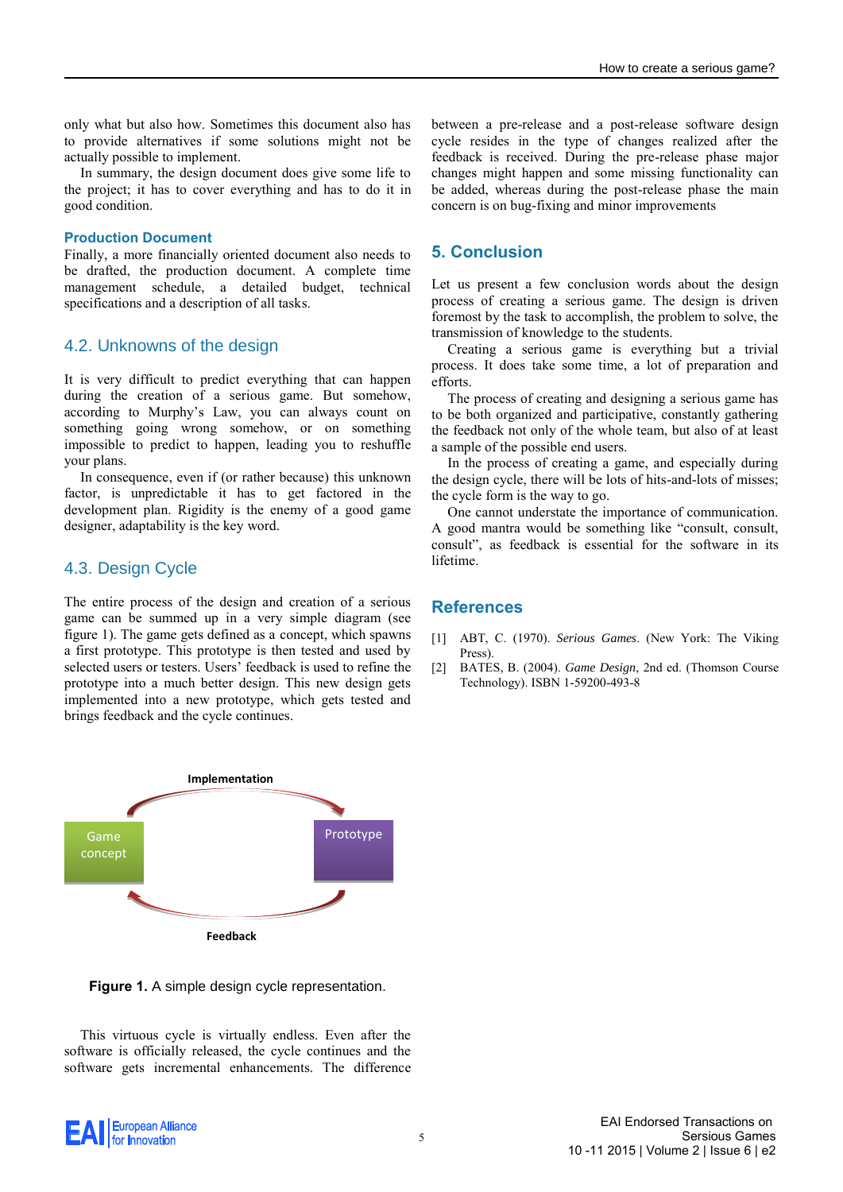only what but also how. Sometimes this document also has to provide alternatives if some solutions might not be actually possible to implement.

In summary, the design document does give some life to the project; it has to cover everything and has to do it in good condition.

### Production Document

Finally, a more financially oriented document also needs to be drafted, the production document. A complete time management schedule, a detailed budget, technical specifications and a description of all tasks.

## 4.2. Unknowns of the design

It is very difficult to predict everything that can happen during the creation of a serious game. But somehow, according to Murphy's Law, you can always count on something going wrong somehow, or on something impossible to predict to happen, leading you to reshuffle your plans.

In consequence, even if (or rather because) this unknown factor, is unpredictable it has to get factored in the development plan. Rigidity is the enemy of a good game designer, adaptability is the key word.

## 4.3. Design Cycle

The entire process of the design and creation of a serious game can be summed up in a very simple diagram (see figure 1). The game gets defined as a concept, which spawns a first prototype. This prototype is then tested and used by selected users or testers. Users' feedback is used to refine the prototype into a much better design. This new design gets implemented into a new prototype, which gets tested and brings feedback and the cycle continues.

Implementation

Game concept

Prototype

Feedback

**Figure 1.** A simple design cycle representation.

This virtuous cycle is virtually endless. Even after the software is officially released, the cycle continues and the software gets incremental enhancements. The difference between a pre-release and a post-release software design cycle resides in the type of changes realized after the feedback is received. During the pre-release phase major changes might happen and some missing functionality can be added, whereas during the post-release phase the main concern is on bug-fixing and minor improvements

# 5. Conclusion

Let us present a few conclusion words about the design process of creating a serious game. The design is driven foremost by the task to accomplish, the problem to solve, the transmission of knowledge to the students.

Creating a serious game is everything but a trivial process. It does take some time, a lot of preparation and efforts.

The process of creating and designing a serious game has to be both organized and participative, constantly gathering the feedback not only of the whole team, but also of at least a sample of the possible end users.

In the process of creating a game, and especially during the design cycle, there will be lots of hits-and-lots of misses; the cycle form is the way to go.

One cannot understate the importance of communication. A good mantra would be something like "consult, consult, consult", as feedback is essential for the software in its lifetime.

# References

[1] ABT, C. (1970). *Serious Games*. (New York: The Viking Press).

[2] BATES, B. (2004). *Game Design*, 2nd ed. (Thomson Course Technology). ISBN 1-59200-493-8